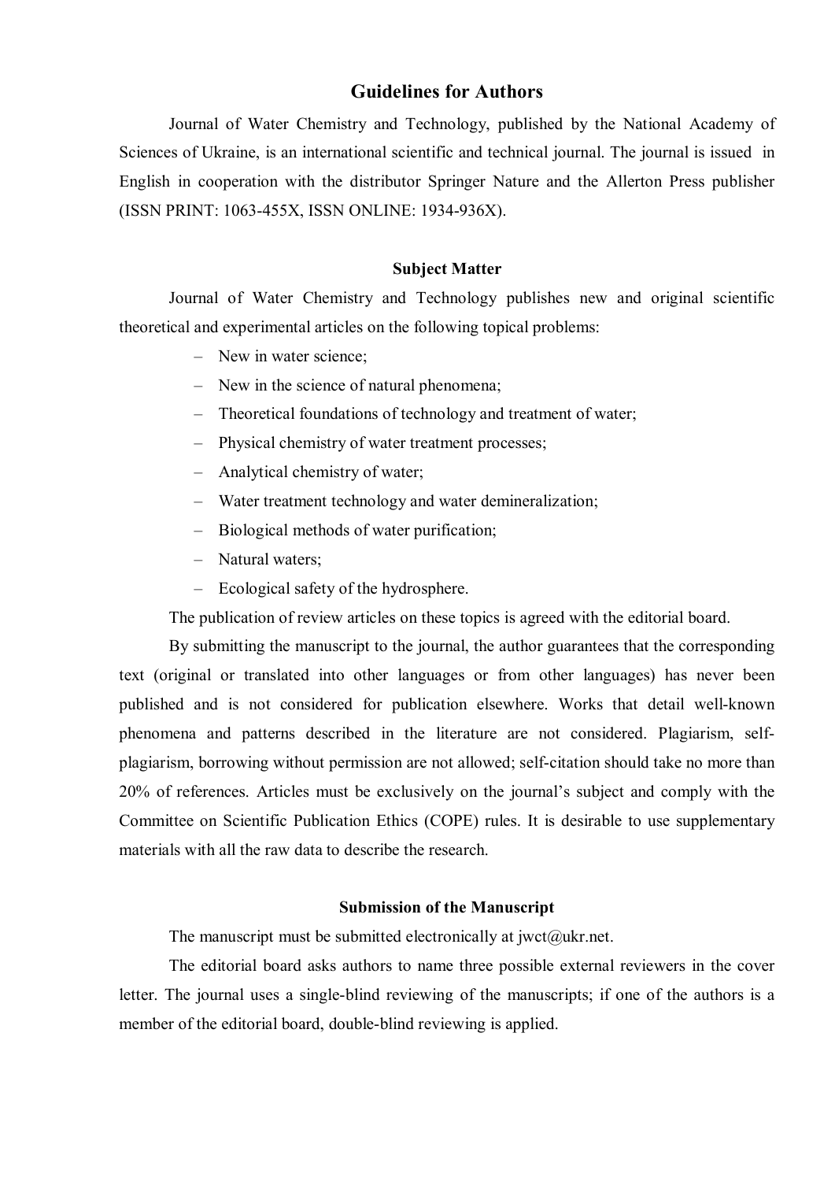# Guidelines for Authors

Journal of Water Chemistry and Technology, published by the National Academy of Sciences of Ukraine, is an international scientific and technical journal. The journal is issued in English in cooperation with the distributor Springer Nature and the Allerton Press publisher (ISSN PRINT: 1063-455X, ISSN ONLINE: 1934-936X).

## Subject Matter

Journal of Water Chemistry and Technology publishes new and original scientific theoretical and experimental articles on the following topical problems:

- New in water science;
- New in the science of natural phenomena;
- Theoretical foundations of technology and treatment of water;
- Physical chemistry of water treatment processes;
- Analytical chemistry of water;
- Water treatment technology and water demineralization;
- Biological methods of water purification;
- Natural waters;
- Ecological safety of the hydrosphere.

The publication of review articles on these topics is agreed with the editorial board.

By submitting the manuscript to the journal, the author guarantees that the corresponding text (original or translated into other languages or from other languages) has never been published and is not considered for publication elsewhere. Works that detail well-known phenomena and patterns described in the literature are not considered. Plagiarism, self-plagiarism, borrowing without permission are not allowed; self-citation should take no more than 20% of references. Articles must be exclusively on the journal's subject and comply with the Committee on Scientific Publication Ethics (COPE) rules. It is desirable to use supplementary materials with all the raw data to describe the research.

## Submission of the Manuscript

The manuscript must be submitted electronically at jwct@ukr.net.

The editorial board asks authors to name three possible external reviewers in the cover letter. The journal uses a single-blind reviewing of the manuscripts; if one of the authors is a member of the editorial board, double-blind reviewing is applied.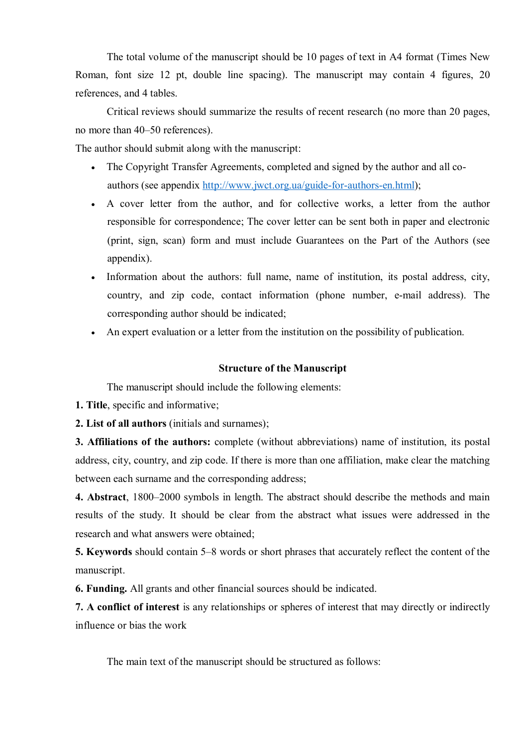The total volume of the manuscript should be 10 pages of text in A4 format (Times New Roman, font size 12 pt, double line spacing). The manuscript may contain 4 figures, 20 references, and 4 tables.

Critical reviews should summarize the results of recent research (no more than 20 pages, no more than 40–50 references).

The author should submit along with the manuscript:

- The Copyright Transfer Agreements, completed and signed by the author and all co-authors (see appendix http://www.jwct.org.ua/guide-for-authors-en.html);
- A cover letter from the author, and for collective works, a letter from the author responsible for correspondence; The cover letter can be sent both in paper and electronic (print, sign, scan) form and must include Guarantees on the Part of the Authors (see appendix).
- Information about the authors: full name, name of institution, its postal address, city, country, and zip code, contact information (phone number, e-mail address). The corresponding author should be indicated;
- An expert evaluation or a letter from the institution on the possibility of publication.

## Structure of the Manuscript

The manuscript should include the following elements:

**1. Title**, specific and informative;

**2. List of all authors** (initials and surnames);

**3. Affiliations of the authors:** complete (without abbreviations) name of institution, its postal address, city, country, and zip code. If there is more than one affiliation, make clear the matching between each surname and the corresponding address;

**4. Abstract**, 1800–2000 symbols in length. The abstract should describe the methods and main results of the study. It should be clear from the abstract what issues were addressed in the research and what answers were obtained;

**5. Keywords** should contain 5–8 words or short phrases that accurately reflect the content of the manuscript.

**6. Funding.** All grants and other financial sources should be indicated.

**7. A conflict of interest** is any relationships or spheres of interest that may directly or indirectly influence or bias the work

The main text of the manuscript should be structured as follows: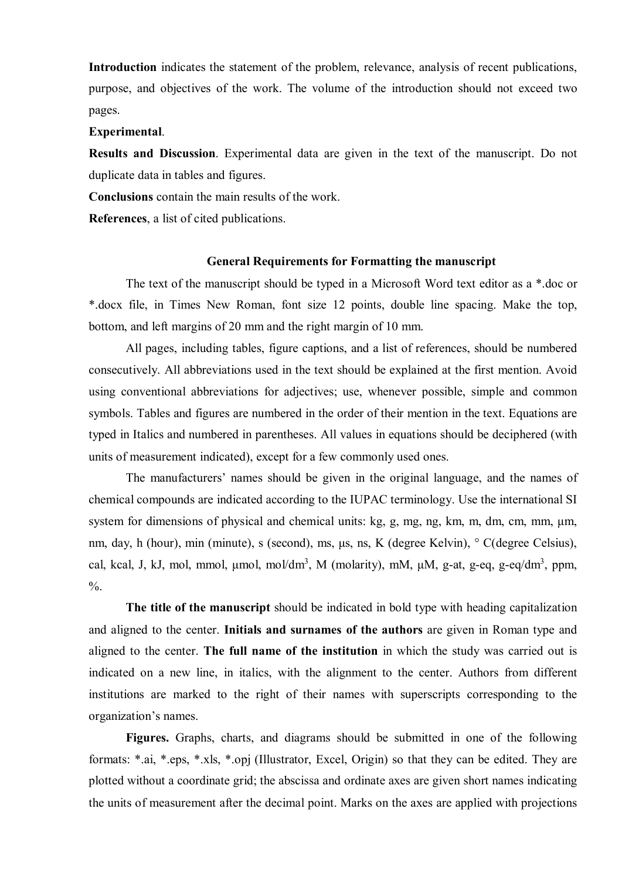**Introduction** indicates the statement of the problem, relevance, analysis of recent publications, purpose, and objectives of the work. The volume of the introduction should not exceed two pages.

**Experimental**.

**Results and Discussion**. Experimental data are given in the text of the manuscript. Do not duplicate data in tables and figures.

**Conclusions** contain the main results of the work.

**References**, a list of cited publications.

## General Requirements for Formatting the manuscript

The text of the manuscript should be typed in a Microsoft Word text editor as a *.doc or *.docx file, in Times New Roman, font size 12 points, double line spacing. Make the top, bottom, and left margins of 20 mm and the right margin of 10 mm.

All pages, including tables, figure captions, and a list of references, should be numbered consecutively. All abbreviations used in the text should be explained at the first mention. Avoid using conventional abbreviations for adjectives; use, whenever possible, simple and common symbols. Tables and figures are numbered in the order of their mention in the text. Equations are typed in Italics and numbered in parentheses. All values in equations should be deciphered (with units of measurement indicated), except for a few commonly used ones.

The manufacturers' names should be given in the original language, and the names of chemical compounds are indicated according to the IUPAC terminology. Use the international SI system for dimensions of physical and chemical units: kg, g, mg, ng, km, m, dm, cm, mm, µm, nm, day, h (hour), min (minute), s (second), ms, µs, ns, K (degree Kelvin), ° C(degree Celsius), cal, kcal, J, kJ, mol, mmol, µmol, mol/$dm^3$, M (molarity), mM, µM, g-at, g-eq, g-eq/$dm^3$, ppm, %.

**The title of the manuscript** should be indicated in bold type with heading capitalization and aligned to the center. **Initials and surnames of the authors** are given in Roman type and aligned to the center. **The full name of the institution** in which the study was carried out is indicated on a new line, in italics, with the alignment to the center. Authors from different institutions are marked to the right of their names with superscripts corresponding to the organization's names.

**Figures.** Graphs, charts, and diagrams should be submitted in one of the following formats: *.ai, *.eps, *.xls, *.opj (Illustrator, Excel, Origin) so that they can be edited. They are plotted without a coordinate grid; the abscissa and ordinate axes are given short names indicating the units of measurement after the decimal point. Marks on the axes are applied with projections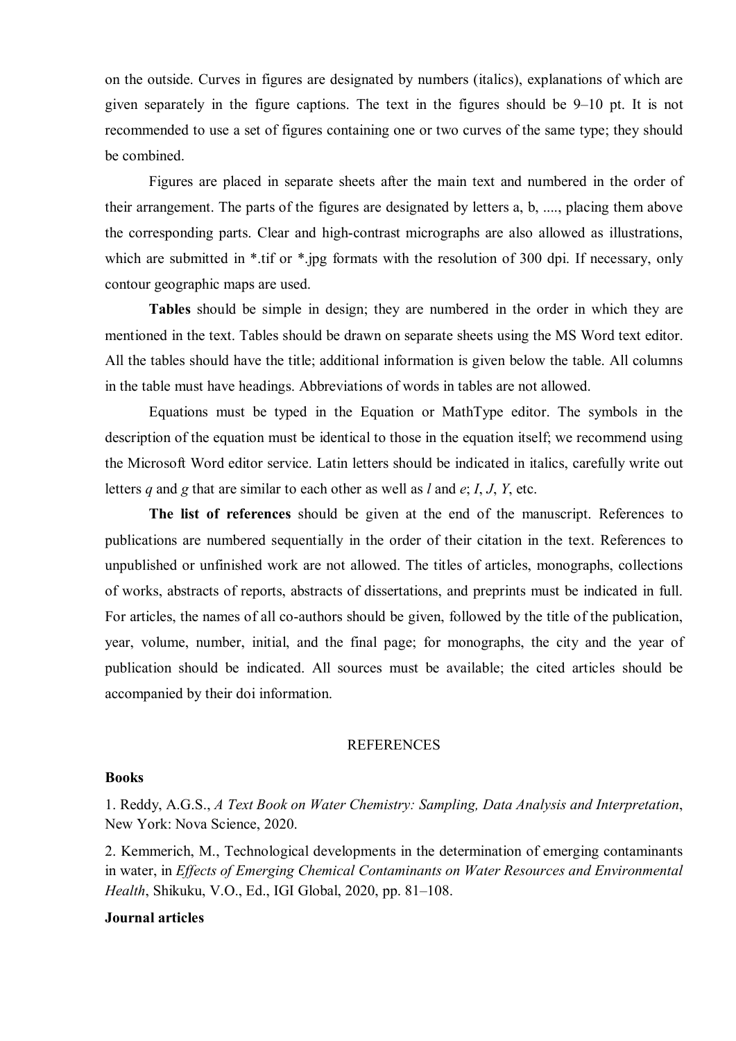on the outside. Curves in figures are designated by numbers (italics), explanations of which are given separately in the figure captions. The text in the figures should be 9–10 pt. It is not recommended to use a set of figures containing one or two curves of the same type; they should be combined.

Figures are placed in separate sheets after the main text and numbered in the order of their arrangement. The parts of the figures are designated by letters a, b, ...., placing them above the corresponding parts. Clear and high-contrast micrographs are also allowed as illustrations, which are submitted in *.tif or *.jpg formats with the resolution of 300 dpi. If necessary, only contour geographic maps are used.

**Tables** should be simple in design; they are numbered in the order in which they are mentioned in the text. Tables should be drawn on separate sheets using the MS Word text editor. All the tables should have the title; additional information is given below the table. All columns in the table must have headings. Abbreviations of words in tables are not allowed.

Equations must be typed in the Equation or MathType editor. The symbols in the description of the equation must be identical to those in the equation itself; we recommend using the Microsoft Word editor service. Latin letters should be indicated in italics, carefully write out letters *q* and *g* that are similar to each other as well as *l* and *e*; *I*, *J*, *Y*, etc.

**The list of references** should be given at the end of the manuscript. References to publications are numbered sequentially in the order of their citation in the text. References to unpublished or unfinished work are not allowed. The titles of articles, monographs, collections of works, abstracts of reports, abstracts of dissertations, and preprints must be indicated in full. For articles, the names of all co-authors should be given, followed by the title of the publication, year, volume, number, initial, and the final page; for monographs, the city and the year of publication should be indicated. All sources must be available; the cited articles should be accompanied by their doi information.

## REFERENCES

**Books**

1. Reddy, A.G.S., *A Text Book on Water Chemistry: Sampling, Data Analysis and Interpretation*, New York: Nova Science, 2020.

2. Kemmerich, M., Technological developments in the determination of emerging contaminants in water, in *Effects of Emerging Chemical Contaminants on Water Resources and Environmental Health*, Shikuku, V.O., Ed., IGI Global, 2020, pp. 81–108.

**Journal articles**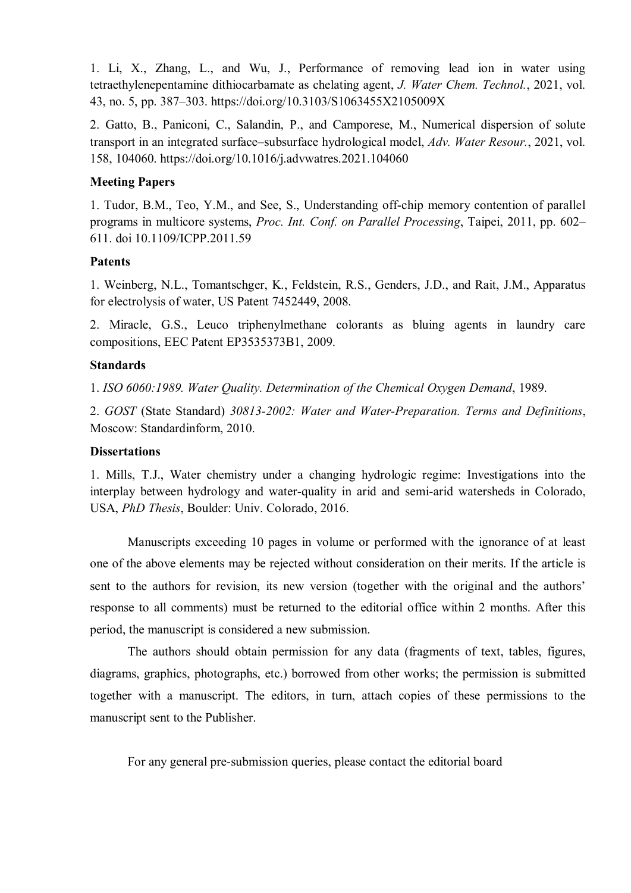1. Li, X., Zhang, L., and Wu, J., Performance of removing lead ion in water using tetraethylenepentamine dithiocarbamate as chelating agent, *J. Water Chem. Technol.*, 2021, vol. 43, no. 5, pp. 387–303. https://doi.org/10.3103/S1063455X2105009X

2. Gatto, B., Paniconi, C., Salandin, P., and Camporese, M., Numerical dispersion of solute transport in an integrated surface–subsurface hydrological model, *Adv. Water Resour.*, 2021, vol. 158, 104060. https://doi.org/10.1016/j.advwatres.2021.104060

**Meeting Papers**

1. Tudor, B.M., Teo, Y.M., and See, S., Understanding off-chip memory contention of parallel programs in multicore systems, *Proc. Int. Conf. on Parallel Processing*, Taipei, 2011, pp. 602–611. doi 10.1109/ICPP.2011.59

**Patents**

1. Weinberg, N.L., Tomantschger, K., Feldstein, R.S., Genders, J.D., and Rait, J.M., Apparatus for electrolysis of water, US Patent 7452449, 2008.

2. Miracle, G.S., Leuco triphenylmethane colorants as bluing agents in laundry care compositions, EEC Patent EP3535373B1, 2009.

**Standards**

1. *ISO 6060:1989. Water Quality. Determination of the Chemical Oxygen Demand*, 1989.

2. *GOST* (State Standard) *30813-2002: Water and Water-Preparation. Terms and Definitions*, Moscow: Standardinform, 2010.

**Dissertations**

1. Mills, T.J., Water chemistry under a changing hydrologic regime: Investigations into the interplay between hydrology and water-quality in arid and semi-arid watersheds in Colorado, USA, *PhD Thesis*, Boulder: Univ. Colorado, 2016.

Manuscripts exceeding 10 pages in volume or performed with the ignorance of at least one of the above elements may be rejected without consideration on their merits. If the article is sent to the authors for revision, its new version (together with the original and the authors' response to all comments) must be returned to the editorial office within 2 months. After this period, the manuscript is considered a new submission.

The authors should obtain permission for any data (fragments of text, tables, figures, diagrams, graphics, photographs, etc.) borrowed from other works; the permission is submitted together with a manuscript. The editors, in turn, attach copies of these permissions to the manuscript sent to the Publisher.

For any general pre-submission queries, please contact the editorial board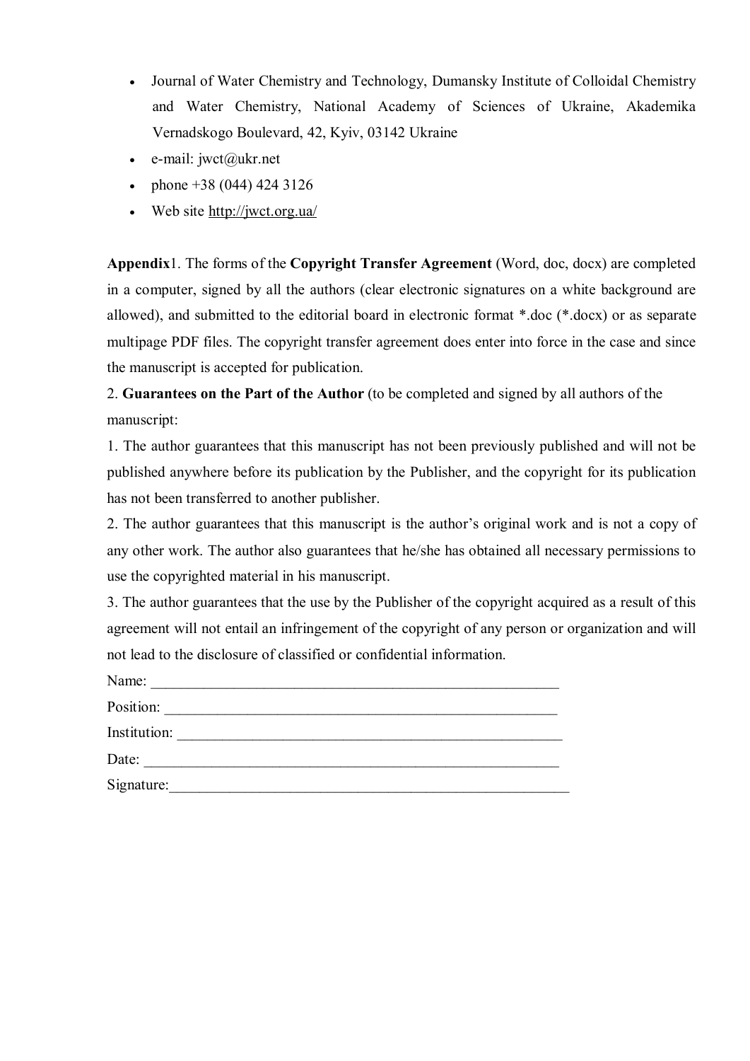- Journal of Water Chemistry and Technology, Dumansky Institute of Colloidal Chemistry and Water Chemistry, National Academy of Sciences of Ukraine, Akademika Vernadskogo Boulevard, 42, Kyiv, 03142 Ukraine
- e-mail: jwct@ukr.net
- phone +38 (044) 424 3126
- Web site http://jwct.org.ua/

**Appendix**1. The forms of the **Copyright Transfer Agreement** (Word, doc, docx) are completed in a computer, signed by all the authors (clear electronic signatures on a white background are allowed), and submitted to the editorial board in electronic format *.doc (*.docx) or as separate multipage PDF files. The copyright transfer agreement does enter into force in the case and since the manuscript is accepted for publication.

2. **Guarantees on the Part of the Author** (to be completed and signed by all authors of the manuscript:

1. The author guarantees that this manuscript has not been previously published and will not be published anywhere before its publication by the Publisher, and the copyright for its publication has not been transferred to another publisher.

2. The author guarantees that this manuscript is the author's original work and is not a copy of any other work. The author also guarantees that he/she has obtained all necessary permissions to use the copyrighted material in his manuscript.

3. The author guarantees that the use by the Publisher of the copyright acquired as a result of this agreement will not entail an infringement of the copyright of any person or organization and will not lead to the disclosure of classified or confidential information.

Name: ________________________________________________________

Position: ______________________________________________________

Institution: ____________________________________________________

Date: _________________________________________________________

Signature:______________________________________________________